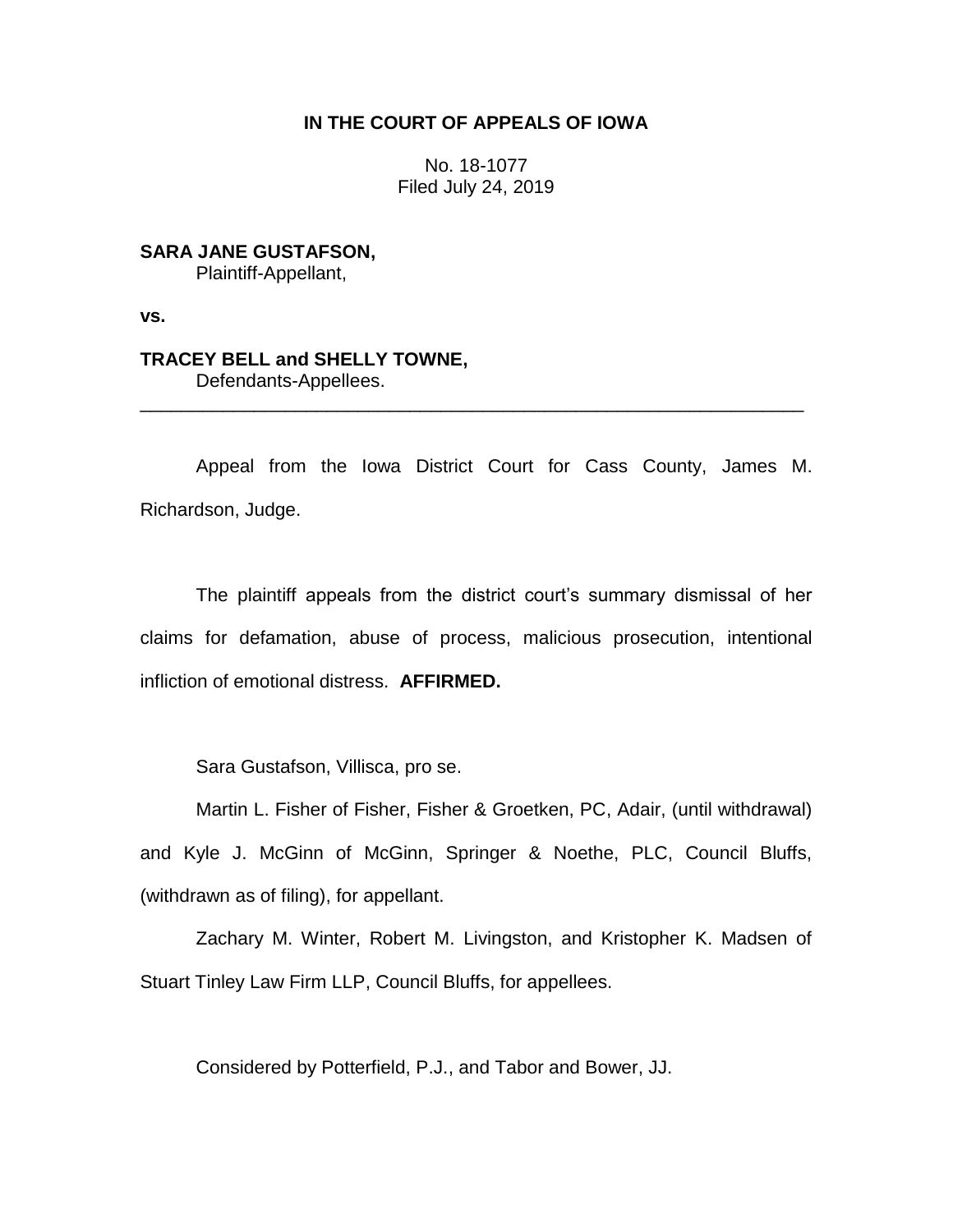**IN THE COURT OF APPEALS OF IOWA**

No. 18-1077
Filed July 24, 2019

**SARA JANE GUSTAFSON,**
Plaintiff-Appellant,

**vs.**

**TRACEY BELL and SHELLY TOWNE,**
Defendants-Appellees.

---

Appeal from the Iowa District Court for Cass County, James M. Richardson, Judge.

The plaintiff appeals from the district court's summary dismissal of her claims for defamation, abuse of process, malicious prosecution, intentional infliction of emotional distress. **AFFIRMED.**

Sara Gustafson, Villisca, pro se.

Martin L. Fisher of Fisher, Fisher & Groetken, PC, Adair, (until withdrawal) and Kyle J. McGinn of McGinn, Springer & Noethe, PLC, Council Bluffs, (withdrawn as of filing), for appellant.

Zachary M. Winter, Robert M. Livingston, and Kristopher K. Madsen of Stuart Tinley Law Firm LLP, Council Bluffs, for appellees.

Considered by Potterfield, P.J., and Tabor and Bower, JJ.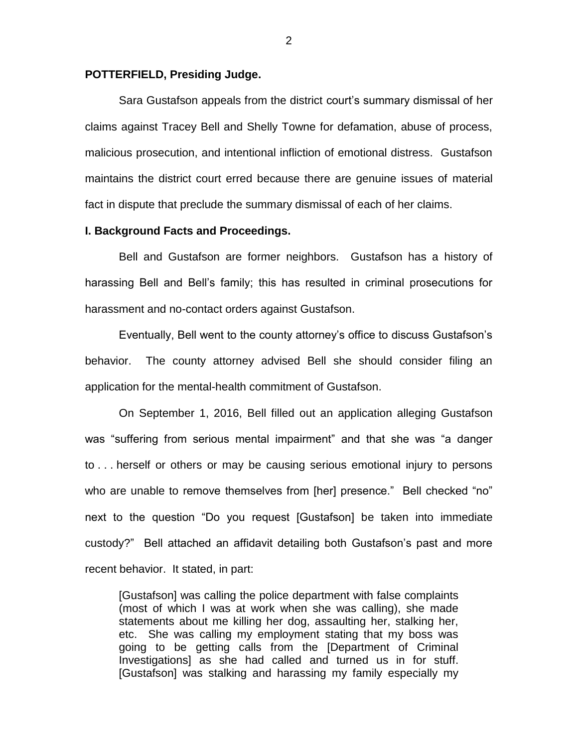**POTTERFIELD, Presiding Judge.**

Sara Gustafson appeals from the district court's summary dismissal of her claims against Tracey Bell and Shelly Towne for defamation, abuse of process, malicious prosecution, and intentional infliction of emotional distress. Gustafson maintains the district court erred because there are genuine issues of material fact in dispute that preclude the summary dismissal of each of her claims.

**I. Background Facts and Proceedings.**

Bell and Gustafson are former neighbors. Gustafson has a history of harassing Bell and Bell's family; this has resulted in criminal prosecutions for harassment and no-contact orders against Gustafson.

Eventually, Bell went to the county attorney's office to discuss Gustafson's behavior. The county attorney advised Bell she should consider filing an application for the mental-health commitment of Gustafson.

On September 1, 2016, Bell filled out an application alleging Gustafson was "suffering from serious mental impairment" and that she was "a danger to . . . herself or others or may be causing serious emotional injury to persons who are unable to remove themselves from [her] presence." Bell checked "no" next to the question "Do you request [Gustafson] be taken into immediate custody?" Bell attached an affidavit detailing both Gustafson's past and more recent behavior. It stated, in part:

> [Gustafson] was calling the police department with false complaints (most of which I was at work when she was calling), she made statements about me killing her dog, assaulting her, stalking her, etc. She was calling my employment stating that my boss was going to be getting calls from the [Department of Criminal Investigations] as she had called and turned us in for stuff. [Gustafson] was stalking and harassing my family especially my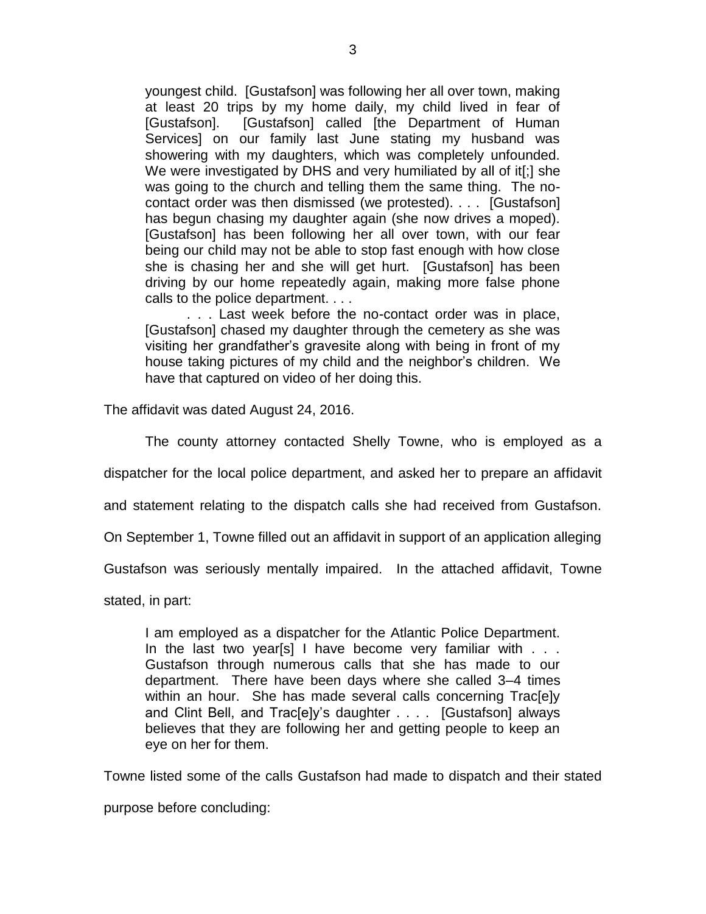> youngest child. [Gustafson] was following her all over town, making at least 20 trips by my home daily, my child lived in fear of [Gustafson]. [Gustafson] called [the Department of Human Services] on our family last June stating my husband was showering with my daughters, which was completely unfounded. We were investigated by DHS and very humiliated by all of it[;] she was going to the church and telling them the same thing. The no-contact order was then dismissed (we protested). . . . [Gustafson] has begun chasing my daughter again (she now drives a moped). [Gustafson] has been following her all over town, with our fear being our child may not be able to stop fast enough with how close she is chasing her and she will get hurt. [Gustafson] has been driving by our home repeatedly again, making more false phone calls to the police department. . . .
>
> . . . Last week before the no-contact order was in place, [Gustafson] chased my daughter through the cemetery as she was visiting her grandfather's gravesite along with being in front of my house taking pictures of my child and the neighbor's children. We have that captured on video of her doing this.

The affidavit was dated August 24, 2016.

The county attorney contacted Shelly Towne, who is employed as a dispatcher for the local police department, and asked her to prepare an affidavit and statement relating to the dispatch calls she had received from Gustafson. On September 1, Towne filled out an affidavit in support of an application alleging Gustafson was seriously mentally impaired. In the attached affidavit, Towne stated, in part:

> I am employed as a dispatcher for the Atlantic Police Department. In the last two year[s] I have become very familiar with . . . Gustafson through numerous calls that she has made to our department. There have been days where she called 3–4 times within an hour. She has made several calls concerning Trac[e]y and Clint Bell, and Trac[e]y's daughter . . . . [Gustafson] always believes that they are following her and getting people to keep an eye on her for them.

Towne listed some of the calls Gustafson had made to dispatch and their stated purpose before concluding: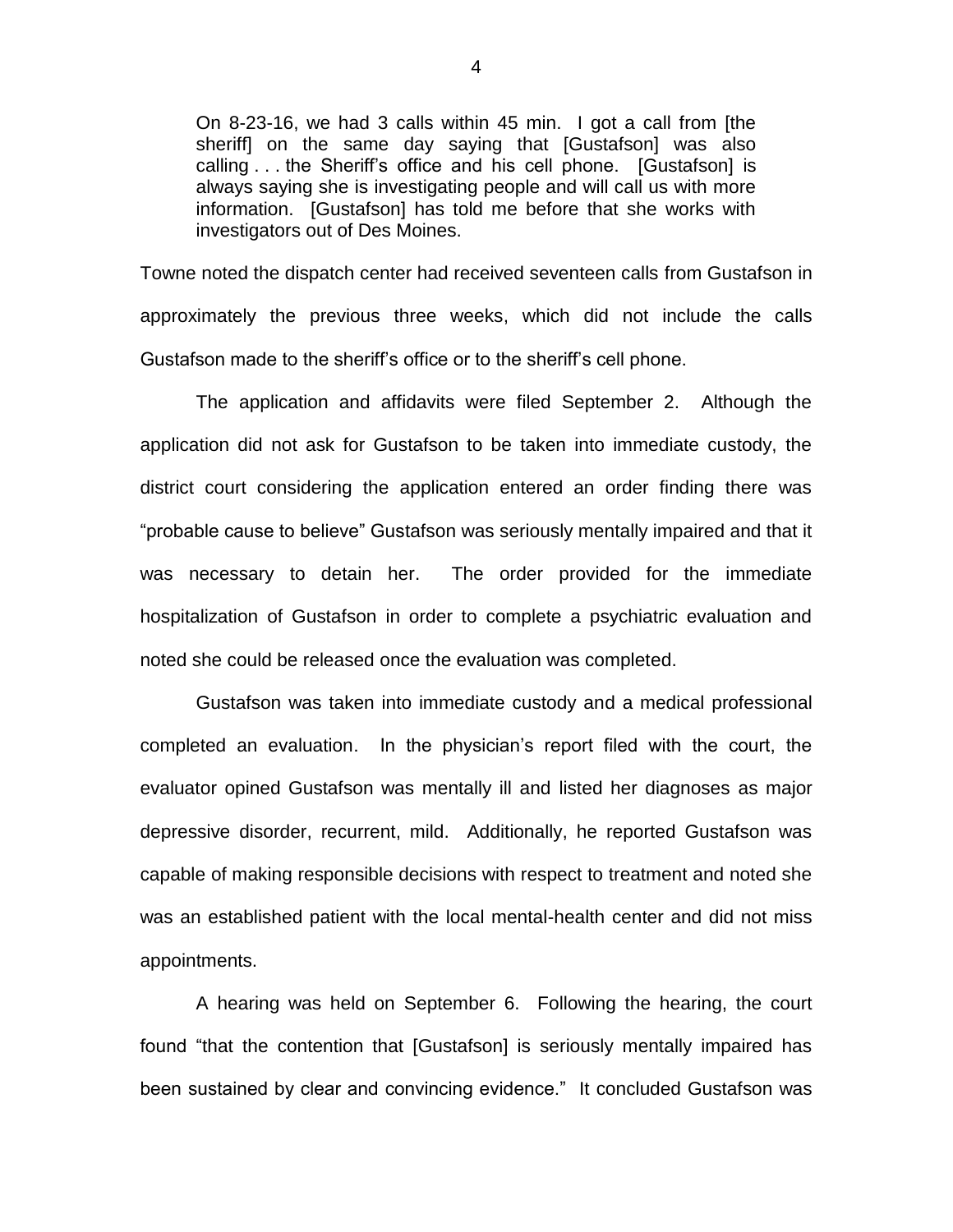> On 8-23-16, we had 3 calls within 45 min. I got a call from [the sheriff] on the same day saying that [Gustafson] was also calling . . . the Sheriff's office and his cell phone. [Gustafson] is always saying she is investigating people and will call us with more information. [Gustafson] has told me before that she works with investigators out of Des Moines.

Towne noted the dispatch center had received seventeen calls from Gustafson in approximately the previous three weeks, which did not include the calls Gustafson made to the sheriff's office or to the sheriff's cell phone.

The application and affidavits were filed September 2. Although the application did not ask for Gustafson to be taken into immediate custody, the district court considering the application entered an order finding there was "probable cause to believe" Gustafson was seriously mentally impaired and that it was necessary to detain her. The order provided for the immediate hospitalization of Gustafson in order to complete a psychiatric evaluation and noted she could be released once the evaluation was completed.

Gustafson was taken into immediate custody and a medical professional completed an evaluation. In the physician's report filed with the court, the evaluator opined Gustafson was mentally ill and listed her diagnoses as major depressive disorder, recurrent, mild. Additionally, he reported Gustafson was capable of making responsible decisions with respect to treatment and noted she was an established patient with the local mental-health center and did not miss appointments.

A hearing was held on September 6. Following the hearing, the court found "that the contention that [Gustafson] is seriously mentally impaired has been sustained by clear and convincing evidence." It concluded Gustafson was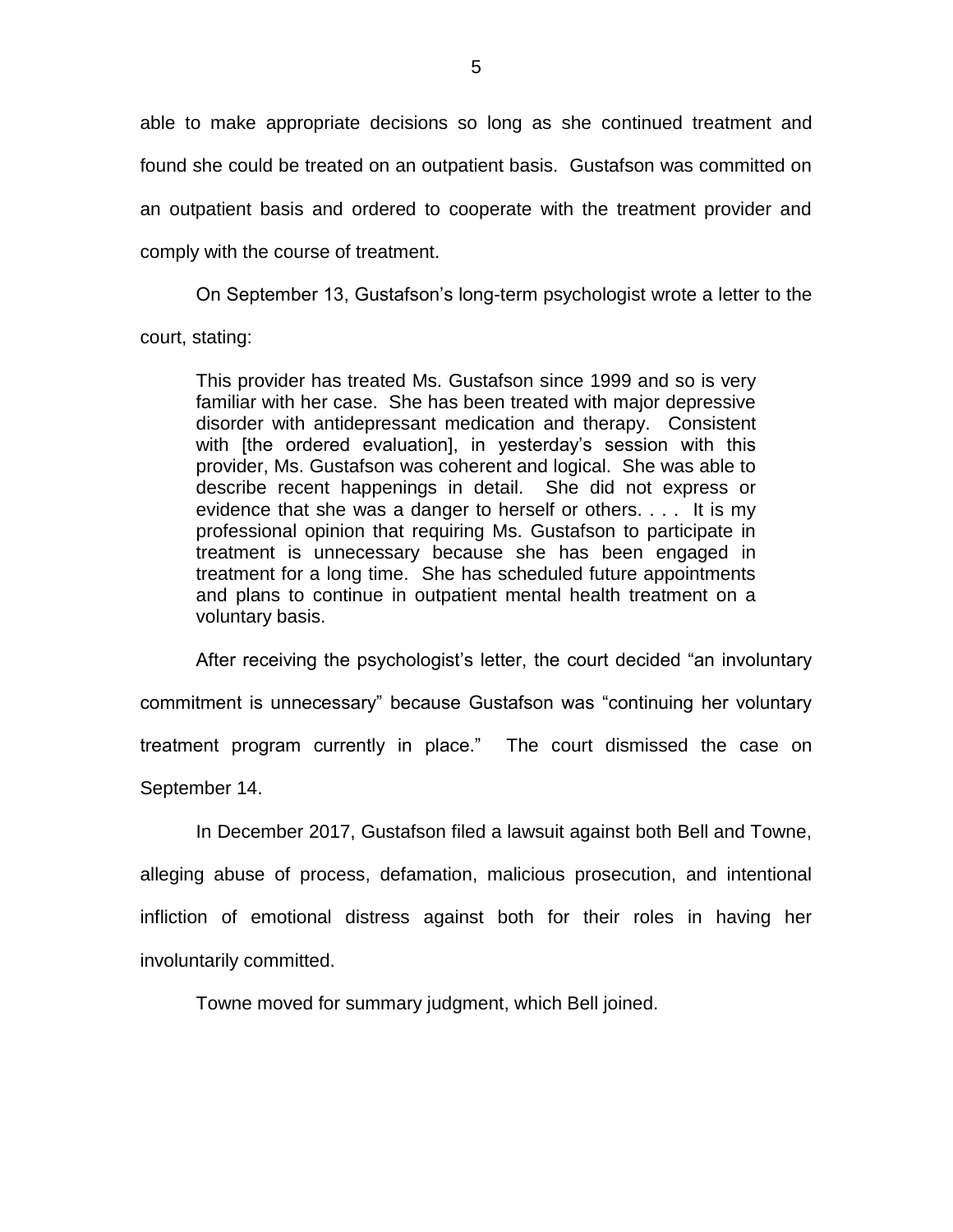able to make appropriate decisions so long as she continued treatment and found she could be treated on an outpatient basis. Gustafson was committed on an outpatient basis and ordered to cooperate with the treatment provider and comply with the course of treatment.

On September 13, Gustafson's long-term psychologist wrote a letter to the court, stating:

> This provider has treated Ms. Gustafson since 1999 and so is very familiar with her case. She has been treated with major depressive disorder with antidepressant medication and therapy. Consistent with [the ordered evaluation], in yesterday's session with this provider, Ms. Gustafson was coherent and logical. She was able to describe recent happenings in detail. She did not express or evidence that she was a danger to herself or others. . . . It is my professional opinion that requiring Ms. Gustafson to participate in treatment is unnecessary because she has been engaged in treatment for a long time. She has scheduled future appointments and plans to continue in outpatient mental health treatment on a voluntary basis.

After receiving the psychologist's letter, the court decided "an involuntary commitment is unnecessary" because Gustafson was "continuing her voluntary treatment program currently in place." The court dismissed the case on September 14.

In December 2017, Gustafson filed a lawsuit against both Bell and Towne, alleging abuse of process, defamation, malicious prosecution, and intentional infliction of emotional distress against both for their roles in having her involuntarily committed.

Towne moved for summary judgment, which Bell joined.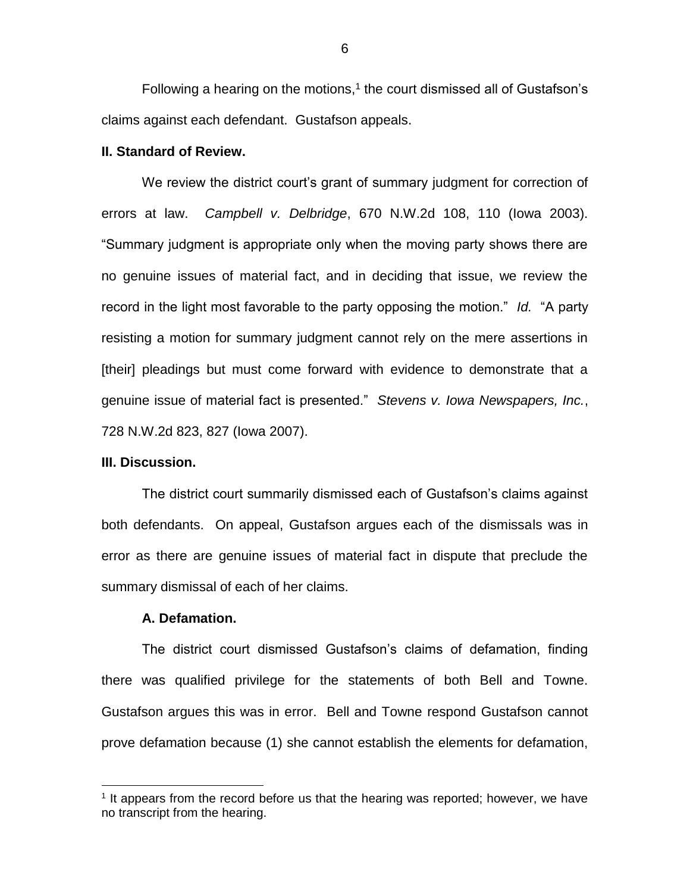Following a hearing on the motions,[1] the court dismissed all of Gustafson's claims against each defendant. Gustafson appeals.

**II. Standard of Review.**

We review the district court's grant of summary judgment for correction of errors at law. *Campbell v. Delbridge*, 670 N.W.2d 108, 110 (Iowa 2003). "Summary judgment is appropriate only when the moving party shows there are no genuine issues of material fact, and in deciding that issue, we review the record in the light most favorable to the party opposing the motion." *Id.* "A party resisting a motion for summary judgment cannot rely on the mere assertions in [their] pleadings but must come forward with evidence to demonstrate that a genuine issue of material fact is presented." *Stevens v. Iowa Newspapers, Inc.*, 728 N.W.2d 823, 827 (Iowa 2007).

**III. Discussion.**

The district court summarily dismissed each of Gustafson's claims against both defendants. On appeal, Gustafson argues each of the dismissals was in error as there are genuine issues of material fact in dispute that preclude the summary dismissal of each of her claims.

**A. Defamation.**

The district court dismissed Gustafson's claims of defamation, finding there was qualified privilege for the statements of both Bell and Towne. Gustafson argues this was in error. Bell and Towne respond Gustafson cannot prove defamation because (1) she cannot establish the elements for defamation,

[1] It appears from the record before us that the hearing was reported; however, we have no transcript from the hearing.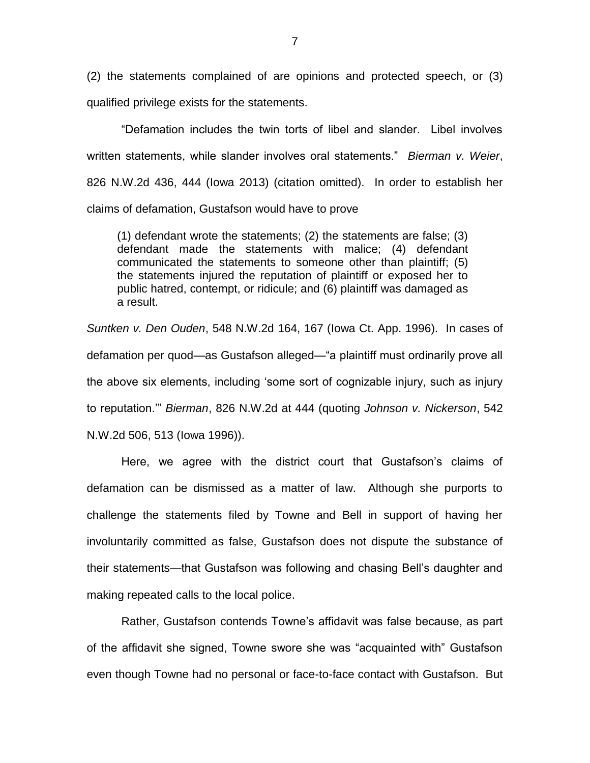(2) the statements complained of are opinions and protected speech, or (3) qualified privilege exists for the statements.

"Defamation includes the twin torts of libel and slander. Libel involves written statements, while slander involves oral statements." *Bierman v. Weier*, 826 N.W.2d 436, 444 (Iowa 2013) (citation omitted). In order to establish her claims of defamation, Gustafson would have to prove

> (1) defendant wrote the statements; (2) the statements are false; (3) defendant made the statements with malice; (4) defendant communicated the statements to someone other than plaintiff; (5) the statements injured the reputation of plaintiff or exposed her to public hatred, contempt, or ridicule; and (6) plaintiff was damaged as a result.

*Suntken v. Den Ouden*, 548 N.W.2d 164, 167 (Iowa Ct. App. 1996). In cases of defamation per quod—as Gustafson alleged—"a plaintiff must ordinarily prove all the above six elements, including 'some sort of cognizable injury, such as injury to reputation.'" *Bierman*, 826 N.W.2d at 444 (quoting *Johnson v. Nickerson*, 542 N.W.2d 506, 513 (Iowa 1996)).

Here, we agree with the district court that Gustafson's claims of defamation can be dismissed as a matter of law. Although she purports to challenge the statements filed by Towne and Bell in support of having her involuntarily committed as false, Gustafson does not dispute the substance of their statements—that Gustafson was following and chasing Bell's daughter and making repeated calls to the local police.

Rather, Gustafson contends Towne's affidavit was false because, as part of the affidavit she signed, Towne swore she was "acquainted with" Gustafson even though Towne had no personal or face-to-face contact with Gustafson. But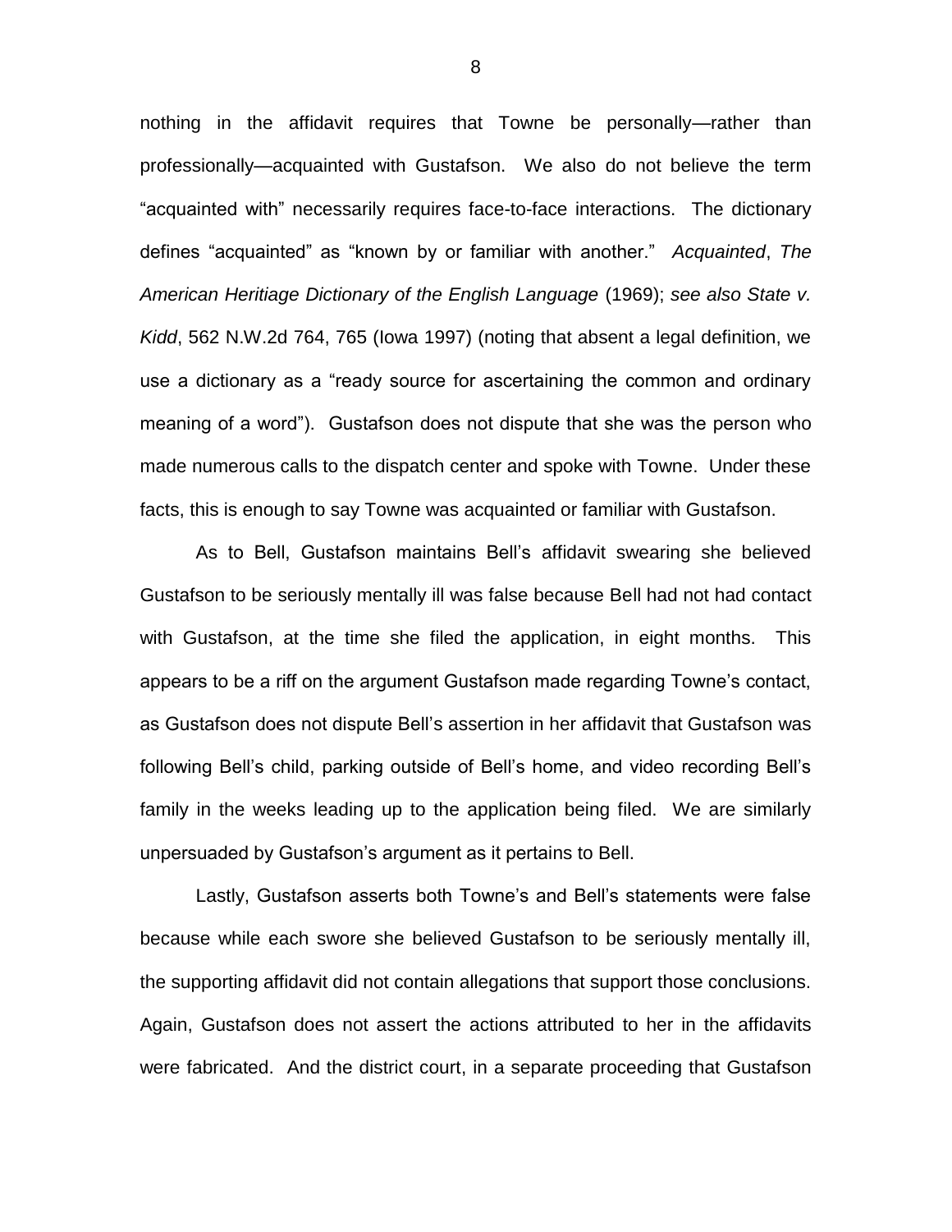nothing in the affidavit requires that Towne be personally—rather than professionally—acquainted with Gustafson. We also do not believe the term "acquainted with" necessarily requires face-to-face interactions. The dictionary defines "acquainted" as "known by or familiar with another." *Acquainted*, *The American Heritiage Dictionary of the English Language* (1969); *see also State v. Kidd*, 562 N.W.2d 764, 765 (Iowa 1997) (noting that absent a legal definition, we use a dictionary as a "ready source for ascertaining the common and ordinary meaning of a word"). Gustafson does not dispute that she was the person who made numerous calls to the dispatch center and spoke with Towne. Under these facts, this is enough to say Towne was acquainted or familiar with Gustafson.

As to Bell, Gustafson maintains Bell's affidavit swearing she believed Gustafson to be seriously mentally ill was false because Bell had not had contact with Gustafson, at the time she filed the application, in eight months. This appears to be a riff on the argument Gustafson made regarding Towne's contact, as Gustafson does not dispute Bell's assertion in her affidavit that Gustafson was following Bell's child, parking outside of Bell's home, and video recording Bell's family in the weeks leading up to the application being filed. We are similarly unpersuaded by Gustafson's argument as it pertains to Bell.

Lastly, Gustafson asserts both Towne's and Bell's statements were false because while each swore she believed Gustafson to be seriously mentally ill, the supporting affidavit did not contain allegations that support those conclusions. Again, Gustafson does not assert the actions attributed to her in the affidavits were fabricated. And the district court, in a separate proceeding that Gustafson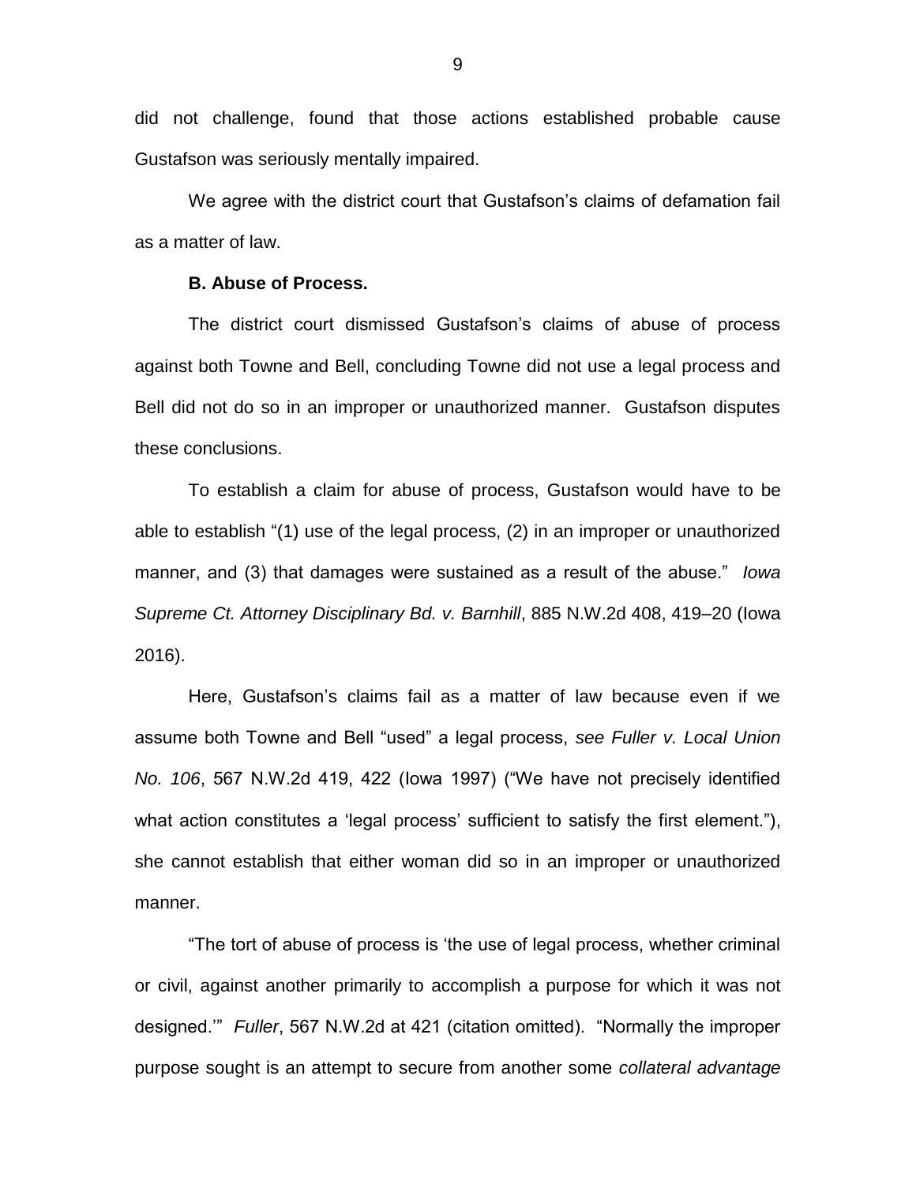did not challenge, found that those actions established probable cause Gustafson was seriously mentally impaired.

We agree with the district court that Gustafson's claims of defamation fail as a matter of law.

**B. Abuse of Process.**

The district court dismissed Gustafson's claims of abuse of process against both Towne and Bell, concluding Towne did not use a legal process and Bell did not do so in an improper or unauthorized manner. Gustafson disputes these conclusions.

To establish a claim for abuse of process, Gustafson would have to be able to establish "(1) use of the legal process, (2) in an improper or unauthorized manner, and (3) that damages were sustained as a result of the abuse." *Iowa Supreme Ct. Attorney Disciplinary Bd. v. Barnhill*, 885 N.W.2d 408, 419–20 (Iowa 2016).

Here, Gustafson's claims fail as a matter of law because even if we assume both Towne and Bell "used" a legal process, *see Fuller v. Local Union No. 106*, 567 N.W.2d 419, 422 (Iowa 1997) ("We have not precisely identified what action constitutes a 'legal process' sufficient to satisfy the first element."), she cannot establish that either woman did so in an improper or unauthorized manner.

"The tort of abuse of process is 'the use of legal process, whether criminal or civil, against another primarily to accomplish a purpose for which it was not designed.'" *Fuller*, 567 N.W.2d at 421 (citation omitted). "Normally the improper purpose sought is an attempt to secure from another some *collateral advantage*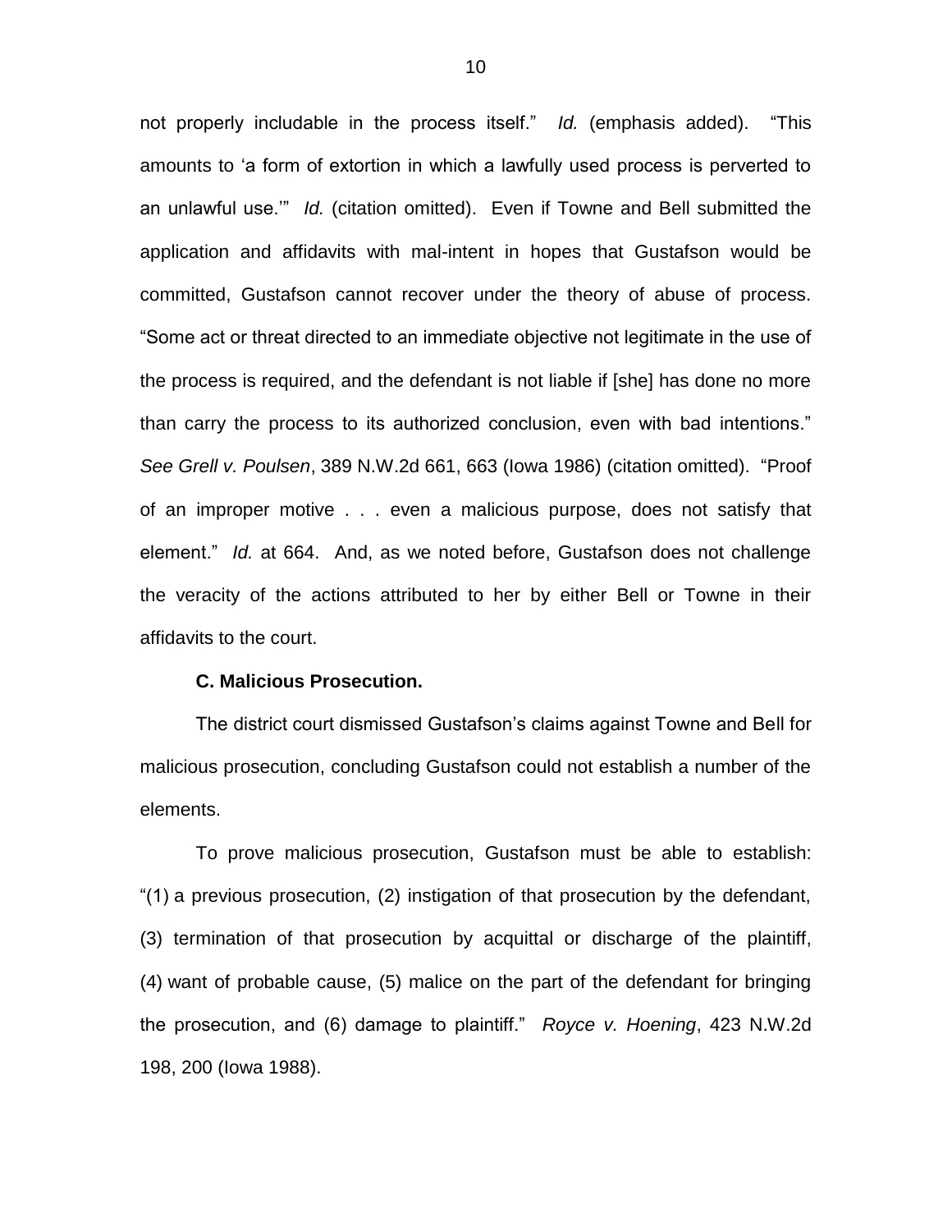not properly includable in the process itself." *Id.* (emphasis added). "This amounts to 'a form of extortion in which a lawfully used process is perverted to an unlawful use.'" *Id.* (citation omitted). Even if Towne and Bell submitted the application and affidavits with mal-intent in hopes that Gustafson would be committed, Gustafson cannot recover under the theory of abuse of process. "Some act or threat directed to an immediate objective not legitimate in the use of the process is required, and the defendant is not liable if [she] has done no more than carry the process to its authorized conclusion, even with bad intentions." *See Grell v. Poulsen*, 389 N.W.2d 661, 663 (Iowa 1986) (citation omitted). "Proof of an improper motive . . . even a malicious purpose, does not satisfy that element." *Id.* at 664. And, as we noted before, Gustafson does not challenge the veracity of the actions attributed to her by either Bell or Towne in their affidavits to the court.

**C. Malicious Prosecution.**

The district court dismissed Gustafson's claims against Towne and Bell for malicious prosecution, concluding Gustafson could not establish a number of the elements.

To prove malicious prosecution, Gustafson must be able to establish: "(1) a previous prosecution, (2) instigation of that prosecution by the defendant, (3) termination of that prosecution by acquittal or discharge of the plaintiff, (4) want of probable cause, (5) malice on the part of the defendant for bringing the prosecution, and (6) damage to plaintiff." *Royce v. Hoening*, 423 N.W.2d 198, 200 (Iowa 1988).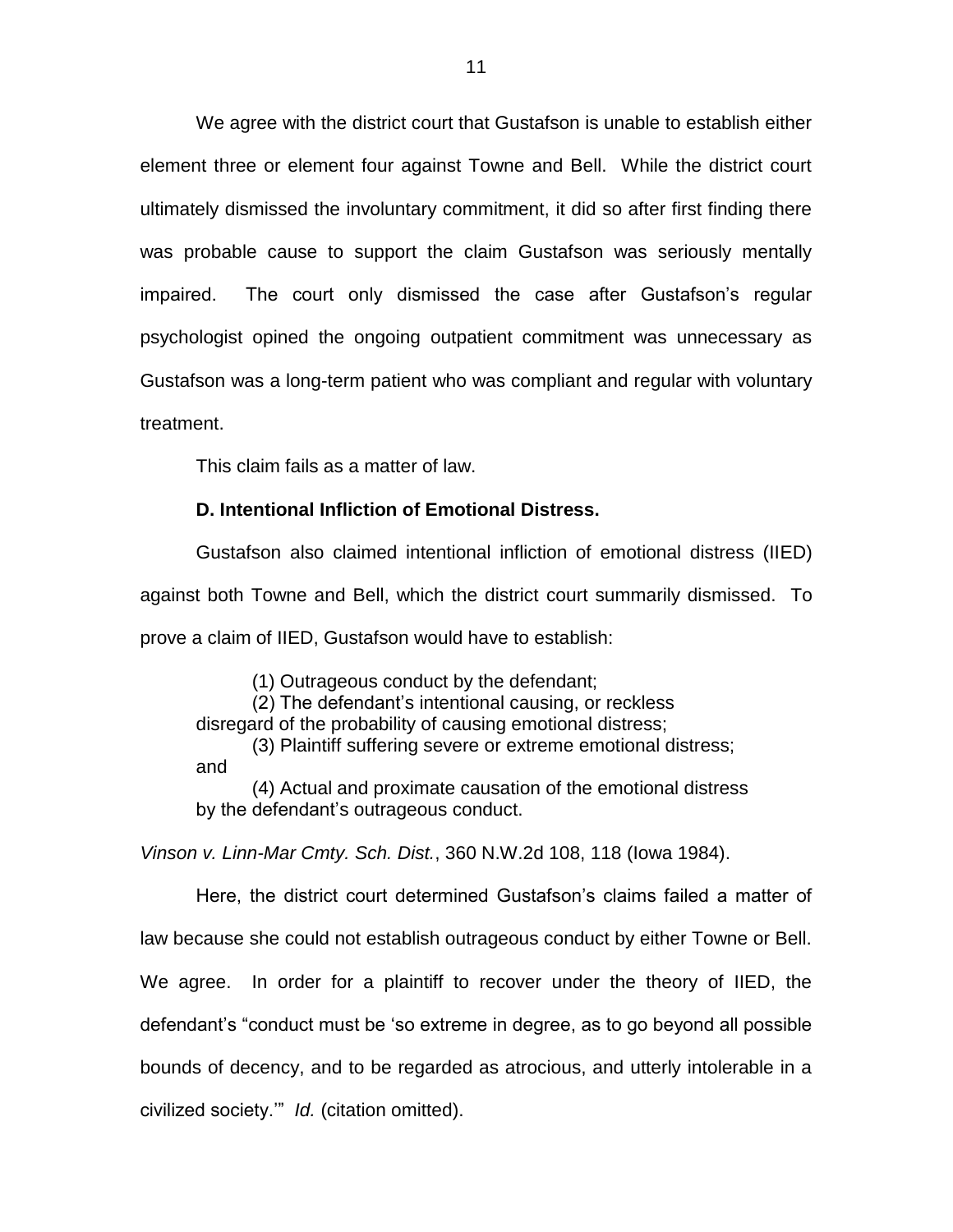We agree with the district court that Gustafson is unable to establish either element three or element four against Towne and Bell. While the district court ultimately dismissed the involuntary commitment, it did so after first finding there was probable cause to support the claim Gustafson was seriously mentally impaired. The court only dismissed the case after Gustafson's regular psychologist opined the ongoing outpatient commitment was unnecessary as Gustafson was a long-term patient who was compliant and regular with voluntary treatment.

This claim fails as a matter of law.

**D. Intentional Infliction of Emotional Distress.**

Gustafson also claimed intentional infliction of emotional distress (IIED) against both Towne and Bell, which the district court summarily dismissed. To prove a claim of IIED, Gustafson would have to establish:

> (1) Outrageous conduct by the defendant;
> (2) The defendant's intentional causing, or reckless disregard of the probability of causing emotional distress;
> (3) Plaintiff suffering severe or extreme emotional distress; and
> (4) Actual and proximate causation of the emotional distress by the defendant's outrageous conduct.

*Vinson v. Linn-Mar Cmty. Sch. Dist.*, 360 N.W.2d 108, 118 (Iowa 1984).

Here, the district court determined Gustafson's claims failed a matter of law because she could not establish outrageous conduct by either Towne or Bell. We agree. In order for a plaintiff to recover under the theory of IIED, the defendant's "conduct must be 'so extreme in degree, as to go beyond all possible bounds of decency, and to be regarded as atrocious, and utterly intolerable in a civilized society.'" *Id.* (citation omitted).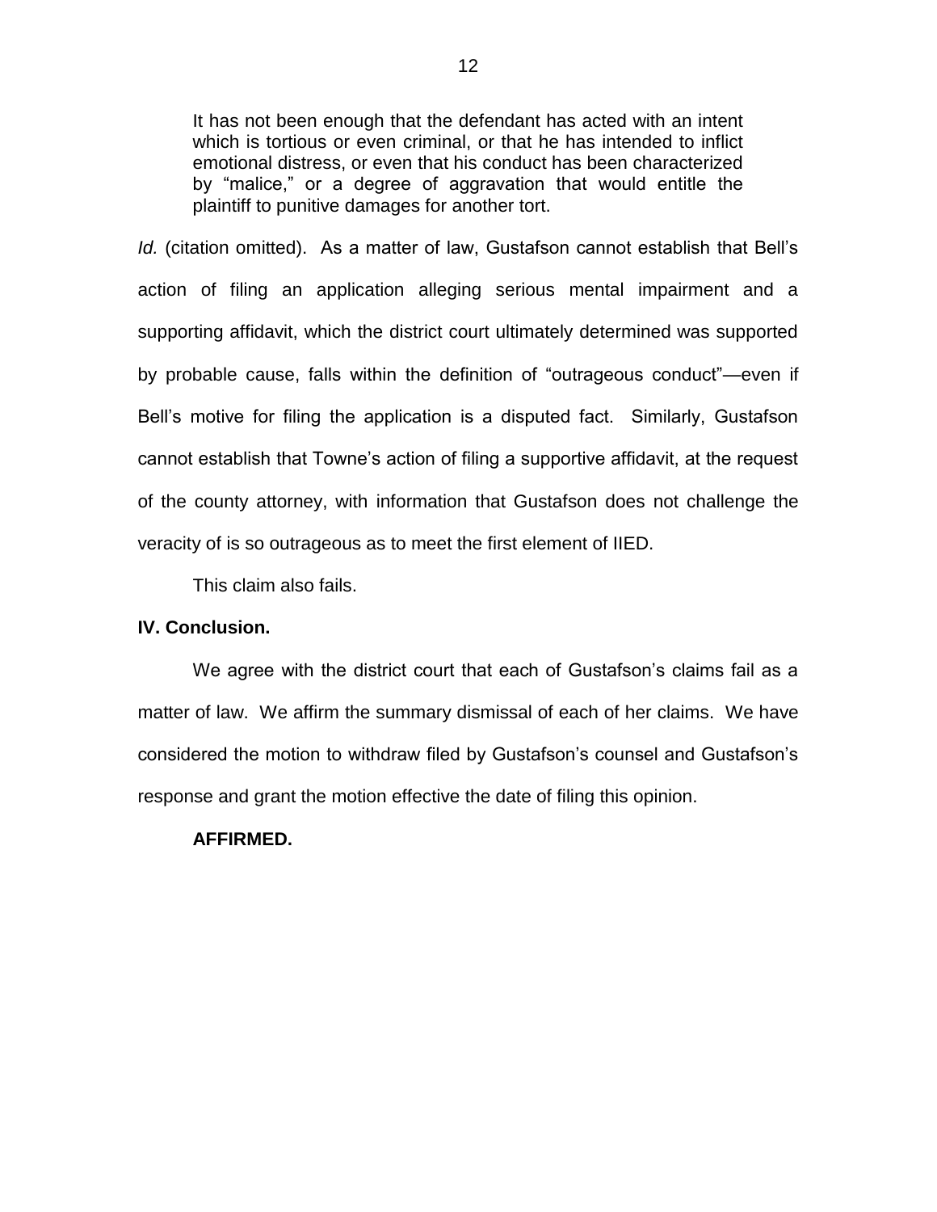> It has not been enough that the defendant has acted with an intent which is tortious or even criminal, or that he has intended to inflict emotional distress, or even that his conduct has been characterized by "malice," or a degree of aggravation that would entitle the plaintiff to punitive damages for another tort.

*Id.* (citation omitted). As a matter of law, Gustafson cannot establish that Bell's action of filing an application alleging serious mental impairment and a supporting affidavit, which the district court ultimately determined was supported by probable cause, falls within the definition of "outrageous conduct"—even if Bell's motive for filing the application is a disputed fact. Similarly, Gustafson cannot establish that Towne's action of filing a supportive affidavit, at the request of the county attorney, with information that Gustafson does not challenge the veracity of is so outrageous as to meet the first element of IIED.

This claim also fails.

**IV. Conclusion.**

We agree with the district court that each of Gustafson's claims fail as a matter of law. We affirm the summary dismissal of each of her claims. We have considered the motion to withdraw filed by Gustafson's counsel and Gustafson's response and grant the motion effective the date of filing this opinion.

**AFFIRMED.**